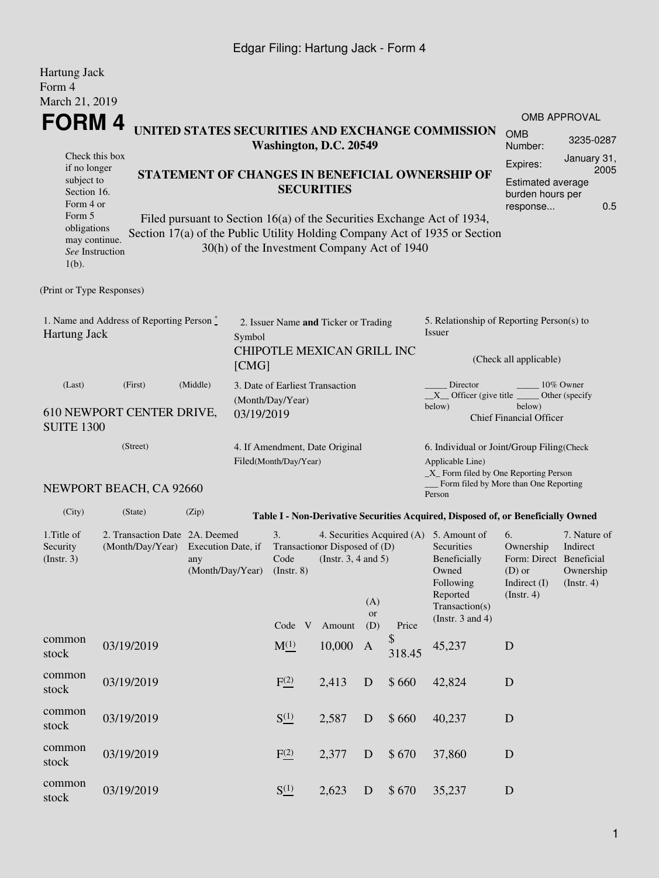Hartung Jack
Form 4
March 21, 2019

# FORM 4

**UNITED STATES SECURITIES AND EXCHANGE COMMISSION**
**Washington, D.C. 20549**

**STATEMENT OF CHANGES IN BENEFICIAL OWNERSHIP OF SECURITIES**

Filed pursuant to Section 16(a) of the Securities Exchange Act of 1934, Section 17(a) of the Public Utility Holding Company Act of 1935 or Section 30(h) of the Investment Company Act of 1940

Check this box if no longer subject to Section 16. Form 4 or Form 5 obligations may continue. *See* Instruction 1(b).

| OMB APPROVAL | |
|---|---|
| OMB Number: | 3235-0287 |
| Expires: | January 31, 2005 |
| Estimated average burden hours per response... | 0.5 |

(Print or Type Responses)

1. Name and Address of Reporting Person *
Hartung Jack

(Last) (First) (Middle)

610 NEWPORT CENTER DRIVE, SUITE 1300

(Street)

NEWPORT BEACH, CA 92660

(City) (State) (Zip)

2. Issuer Name **and** Ticker or Trading Symbol
CHIPOTLE MEXICAN GRILL INC [CMG]

3. Date of Earliest Transaction (Month/Day/Year)
03/19/2019

4. If Amendment, Date Original Filed(Month/Day/Year)

5. Relationship of Reporting Person(s) to Issuer

(Check all applicable)

_____ Director _____ 10% Owner
__X__ Officer (give title below) _____ Other (specify below)
Chief Financial Officer

6. Individual or Joint/Group Filing(Check Applicable Line)
_X_ Form filed by One Reporting Person
___ Form filed by More than One Reporting Person

**Table I - Non-Derivative Securities Acquired, Disposed of, or Beneficially Owned**

| 1.Title of Security (Instr. 3) | 2. Transaction Date (Month/Day/Year) | 2A. Deemed Execution Date, if any (Month/Day/Year) | 3. Transaction Code (Instr. 8) | | 4. Securities Acquired (A) or Disposed of (D) (Instr. 3, 4 and 5) | | | 5. Amount of Securities Beneficially Owned Following Reported Transaction(s) (Instr. 3 and 4) | 6. Ownership Form: Direct (D) or Indirect (I) (Instr. 4) | 7. Nature of Indirect Beneficial Ownership (Instr. 4) |
|---|---|---|---|---|---|---|---|---|---|---|
| | | | Code | V | Amount | (A) or (D) | Price | | | |
| common stock | 03/19/2019 | | M[(1)] | | 10,000 | A | $ 318.45 | 45,237 | D | |
| common stock | 03/19/2019 | | F[(2)] | | 2,413 | D | $ 660 | 42,824 | D | |
| common stock | 03/19/2019 | | S[(1)] | | 2,587 | D | $ 660 | 40,237 | D | |
| common stock | 03/19/2019 | | F[(2)] | | 2,377 | D | $ 670 | 37,860 | D | |
| common stock | 03/19/2019 | | S[(1)] | | 2,623 | D | $ 670 | 35,237 | D | |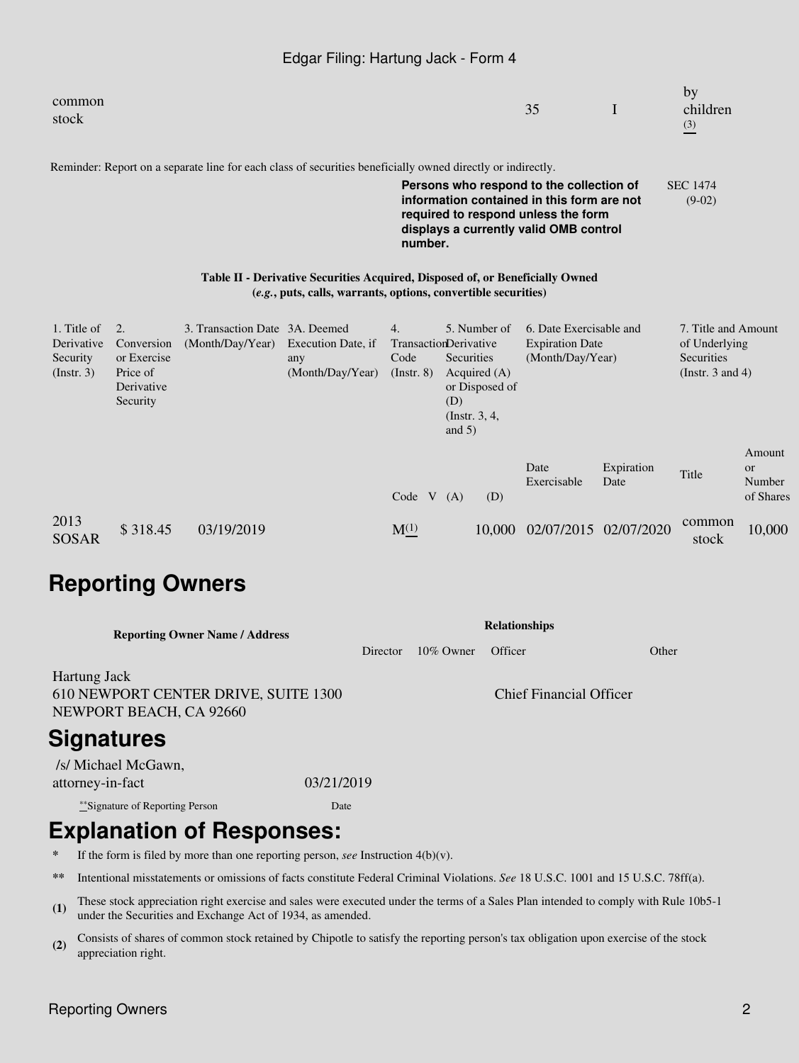| common stock | | | | | | | | | 35 | I | by children (3) |
|---|---|---|---|---|---|---|---|---|---|---|---|

Reminder: Report on a separate line for each class of securities beneficially owned directly or indirectly.

**Persons who respond to the collection of information contained in this form are not required to respond unless the form displays a currently valid OMB control number.**

SEC 1474 (9-02)

**Table II - Derivative Securities Acquired, Disposed of, or Beneficially Owned (*e.g.*, puts, calls, warrants, options, convertible securities)**

| 1. Title of Derivative Security (Instr. 3) | 2. Conversion or Exercise Price of Derivative Security | 3. Transaction Date (Month/Day/Year) | 3A. Deemed Execution Date, if any (Month/Day/Year) | 4. Transaction Code (Instr. 8) | | 5. Number of Derivative Securities Acquired (A) or Disposed of (D) (Instr. 3, 4, and 5) | | 6. Date Exercisable and Expiration Date (Month/Day/Year) | | 7. Title and Amount of Underlying Securities (Instr. 3 and 4) | |
|---|---|---|---|---|---|---|---|---|---|---|---|
| | | | | Code | V | (A) | (D) | Date Exercisable | Expiration Date | Title | Amount or Number of Shares |
| 2013 SOSAR | $ 318.45 | 03/19/2019 | | M(1) | | | 10,000 | 02/07/2015 | 02/07/2020 | common stock | 10,000 |

## Reporting Owners

| Reporting Owner Name / Address | Relationships | | | |
|---|---|---|---|---|
| | Director | 10% Owner | Officer | Other |
| Hartung Jack<br>610 NEWPORT CENTER DRIVE, SUITE 1300<br>NEWPORT BEACH, CA 92660 | | | Chief Financial Officer | |

## Signatures

| /s/ Michael McGawn, attorney-in-fact | 03/21/2019 |
|---|---|
| **Signature of Reporting Person | Date |

## Explanation of Responses:

- **\*** If the form is filed by more than one reporting person, *see* Instruction 4(b)(v).
- **\*\*** Intentional misstatements or omissions of facts constitute Federal Criminal Violations. *See* 18 U.S.C. 1001 and 15 U.S.C. 78ff(a).
- **(1)** These stock appreciation right exercise and sales were executed under the terms of a Sales Plan intended to comply with Rule 10b5-1 under the Securities and Exchange Act of 1934, as amended.
- **(2)** Consists of shares of common stock retained by Chipotle to satisfy the reporting person's tax obligation upon exercise of the stock appreciation right.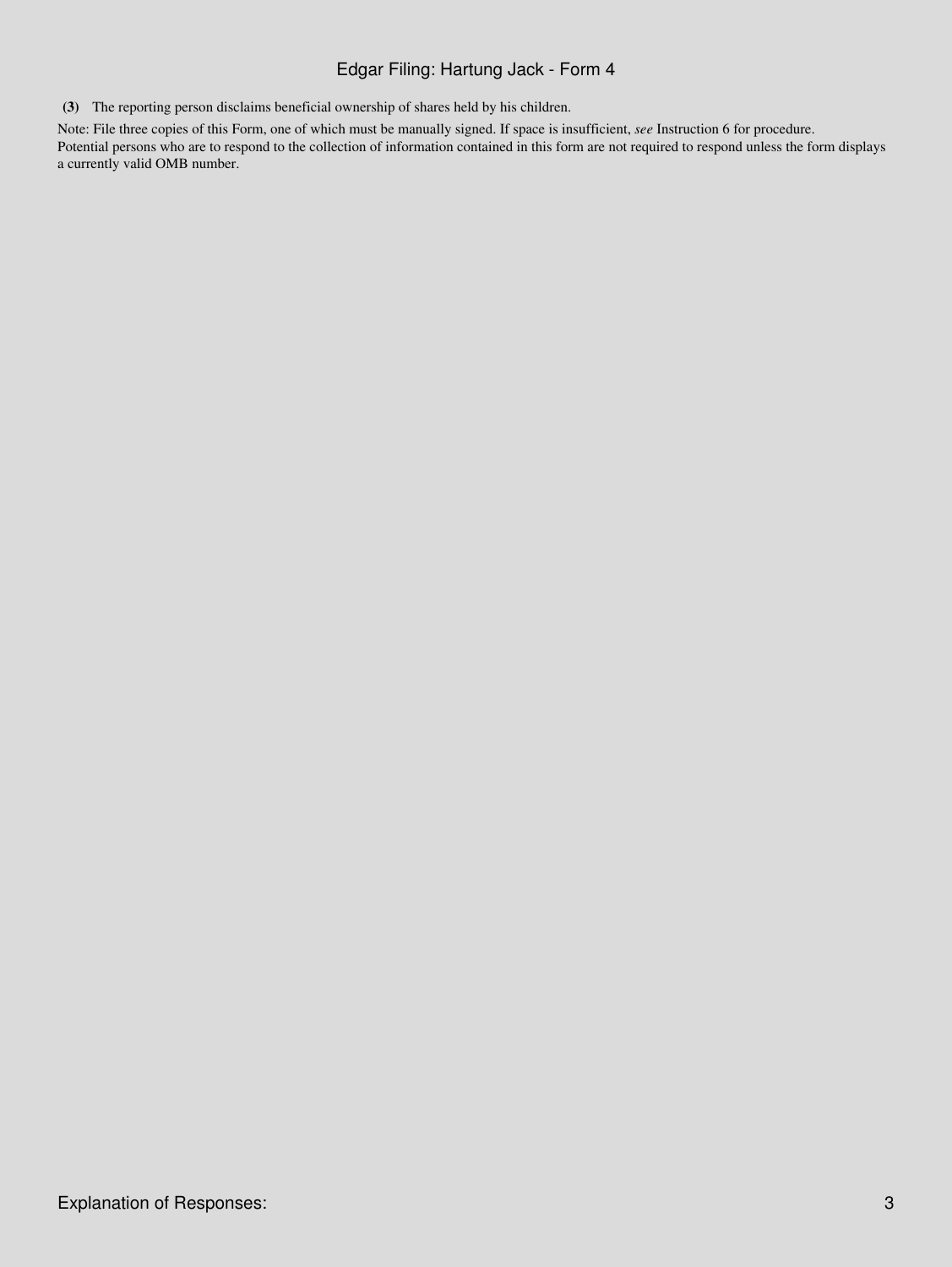**(3)** The reporting person disclaims beneficial ownership of shares held by his children.

Note: File three copies of this Form, one of which must be manually signed. If space is insufficient, *see* Instruction 6 for procedure.
Potential persons who are to respond to the collection of information contained in this form are not required to respond unless the form displays a currently valid OMB number.